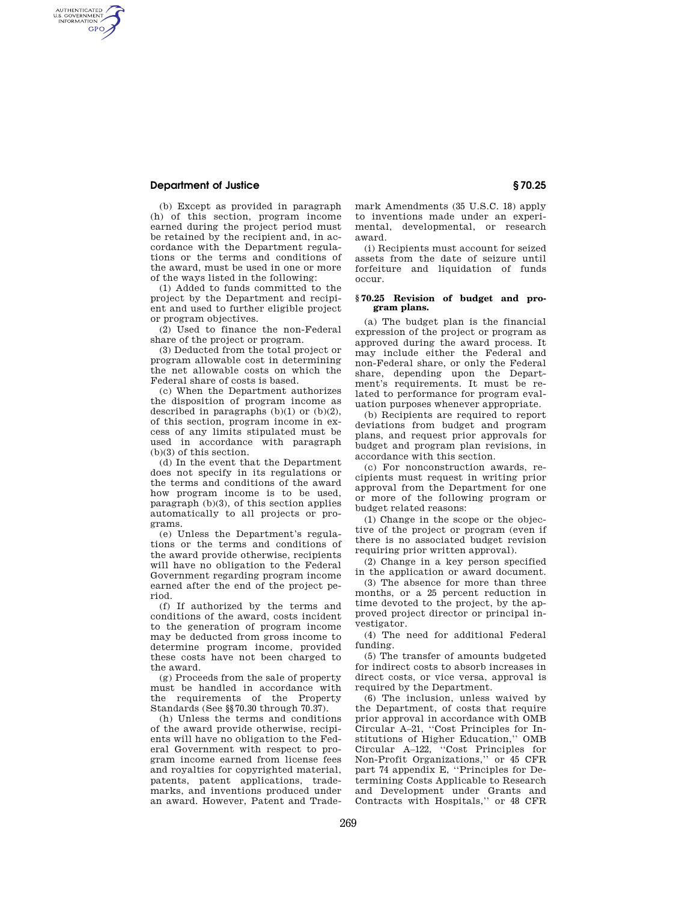(b) Except as provided in paragraph (h) of this section, program income earned during the project period must be retained by the recipient and, in accordance with the Department regulations or the terms and conditions of the award, must be used in one or more of the ways listed in the following:

(1) Added to funds committed to the project by the Department and recipient and used to further eligible project or program objectives.

(2) Used to finance the non-Federal share of the project or program.

(3) Deducted from the total project or program allowable cost in determining the net allowable costs on which the Federal share of costs is based.

(c) When the Department authorizes the disposition of program income as described in paragraphs (b)(1) or (b)(2), of this section, program income in excess of any limits stipulated must be used in accordance with paragraph (b)(3) of this section.

(d) In the event that the Department does not specify in its regulations or the terms and conditions of the award how program income is to be used, paragraph (b)(3), of this section applies automatically to all projects or programs.

(e) Unless the Department's regulations or the terms and conditions of the award provide otherwise, recipients will have no obligation to the Federal Government regarding program income earned after the end of the project period.

(f) If authorized by the terms and conditions of the award, costs incident to the generation of program income may be deducted from gross income to determine program income, provided these costs have not been charged to the award.

(g) Proceeds from the sale of property must be handled in accordance with the requirements of the Property Standards (See §§70.30 through 70.37).

(h) Unless the terms and conditions of the award provide otherwise, recipients will have no obligation to the Federal Government with respect to program income earned from license fees and royalties for copyrighted material, patents, patent applications, trademarks, and inventions produced under an award. However, Patent and Trademark Amendments (35 U.S.C. 18) apply to inventions made under an experimental, developmental, or research award.

(i) Recipients must account for seized assets from the date of seizure until forfeiture and liquidation of funds occur.

### § 70.25 Revision of budget and program plans.

(a) The budget plan is the financial expression of the project or program as approved during the award process. It may include either the Federal and non-Federal share, or only the Federal share, depending upon the Department's requirements. It must be related to performance for program evaluation purposes whenever appropriate.

(b) Recipients are required to report deviations from budget and program plans, and request prior approvals for budget and program plan revisions, in accordance with this section.

(c) For nonconstruction awards, recipients must request in writing prior approval from the Department for one or more of the following program or budget related reasons:

(1) Change in the scope or the objective of the project or program (even if there is no associated budget revision requiring prior written approval).

(2) Change in a key person specified in the application or award document.

(3) The absence for more than three months, or a 25 percent reduction in time devoted to the project, by the approved project director or principal investigator.

(4) The need for additional Federal funding.

(5) The transfer of amounts budgeted for indirect costs to absorb increases in direct costs, or vice versa, approval is required by the Department.

(6) The inclusion, unless waived by the Department, of costs that require prior approval in accordance with OMB Circular A–21, ''Cost Principles for Institutions of Higher Education,'' OMB Circular A–122, ''Cost Principles for Non-Profit Organizations,'' or 45 CFR part 74 appendix E, ''Principles for Determining Costs Applicable to Research and Development under Grants and Contracts with Hospitals,'' or 48 CFR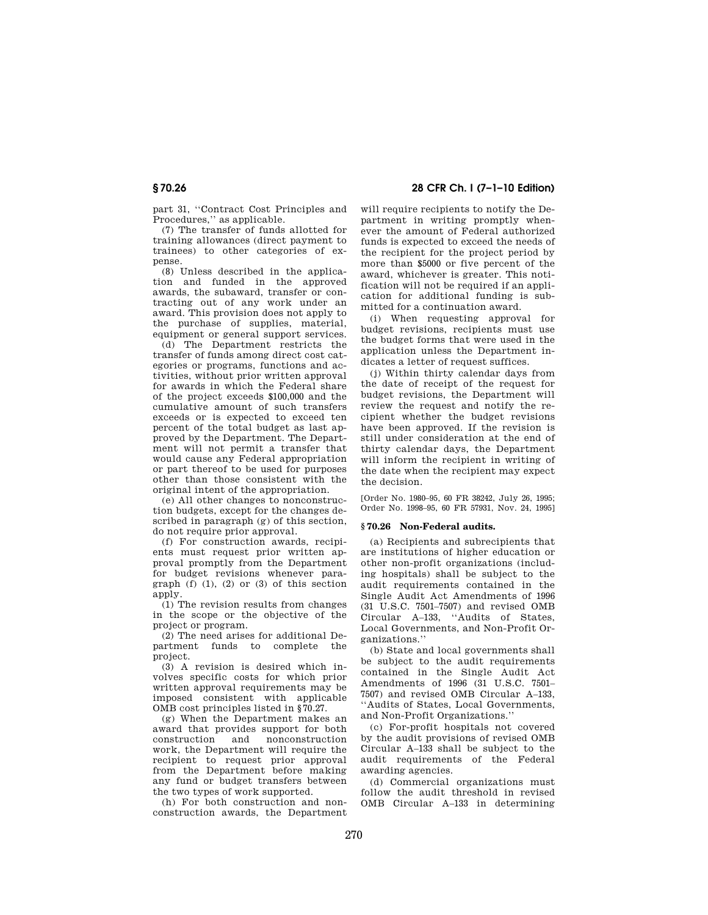part 31, ''Contract Cost Principles and Procedures,'' as applicable.

(7) The transfer of funds allotted for training allowances (direct payment to trainees) to other categories of expense.

(8) Unless described in the application and funded in the approved awards, the subaward, transfer or contracting out of any work under an award. This provision does not apply to the purchase of supplies, material, equipment or general support services.

(d) The Department restricts the transfer of funds among direct cost categories or programs, functions and activities, without prior written approval for awards in which the Federal share of the project exceeds $100,000 and the cumulative amount of such transfers exceeds or is expected to exceed ten percent of the total budget as last approved by the Department. The Department will not permit a transfer that would cause any Federal appropriation or part thereof to be used for purposes other than those consistent with the original intent of the appropriation.

(e) All other changes to nonconstruction budgets, except for the changes described in paragraph (g) of this section, do not require prior approval.

(f) For construction awards, recipients must request prior written approval promptly from the Department for budget revisions whenever paragraph (f) (1), (2) or (3) of this section apply.

(1) The revision results from changes in the scope or the objective of the project or program.

(2) The need arises for additional Department funds to complete the project.

(3) A revision is desired which involves specific costs for which prior written approval requirements may be imposed consistent with applicable OMB cost principles listed in §70.27.

(g) When the Department makes an award that provides support for both construction and nonconstruction work, the Department will require the recipient to request prior approval from the Department before making any fund or budget transfers between the two types of work supported.

(h) For both construction and nonconstruction awards, the Department will require recipients to notify the Department in writing promptly whenever the amount of Federal authorized funds is expected to exceed the needs of the recipient for the project period by more than $5000 or five percent of the award, whichever is greater. This notification will not be required if an application for additional funding is submitted for a continuation award.

(i) When requesting approval for budget revisions, recipients must use the budget forms that were used in the application unless the Department indicates a letter of request suffices.

(j) Within thirty calendar days from the date of receipt of the request for budget revisions, the Department will review the request and notify the recipient whether the budget revisions have been approved. If the revision is still under consideration at the end of thirty calendar days, the Department will inform the recipient in writing of the date when the recipient may expect the decision.

[Order No. 1980–95, 60 FR 38242, July 26, 1995; Order No. 1998–95, 60 FR 57931, Nov. 24, 1995]

### § 70.26 Non-Federal audits.

(a) Recipients and subrecipients that are institutions of higher education or other non-profit organizations (including hospitals) shall be subject to the audit requirements contained in the Single Audit Act Amendments of 1996 (31 U.S.C. 7501–7507) and revised OMB Circular A–133, ''Audits of States, Local Governments, and Non-Profit Organizations.''

(b) State and local governments shall be subject to the audit requirements contained in the Single Audit Act Amendments of 1996 (31 U.S.C. 7501–7507) and revised OMB Circular A–133, ''Audits of States, Local Governments, and Non-Profit Organizations.''

(c) For-profit hospitals not covered by the audit provisions of revised OMB Circular A–133 shall be subject to the audit requirements of the Federal awarding agencies.

(d) Commercial organizations must follow the audit threshold in revised OMB Circular A–133 in determining